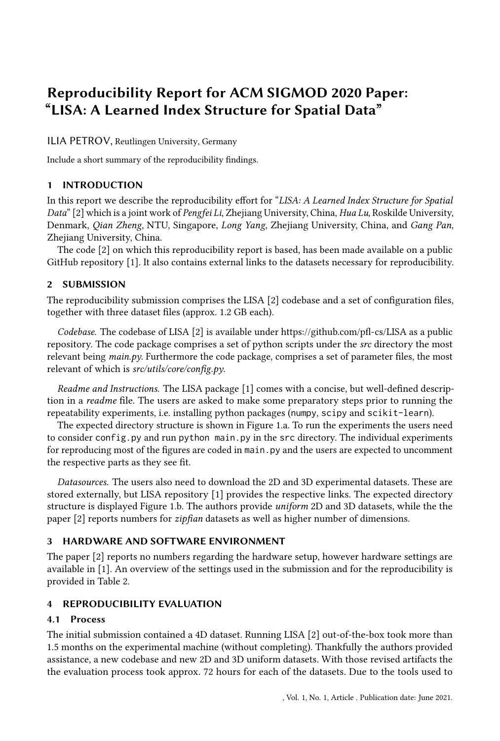# Reproducibility Report for ACM SIGMOD 2020 Paper: "LISA: A Learned Index Structure for Spatial Data"

ILIA PETROV, Reutlingen University, Germany

Include a short summary of the reproducibility findings.

## 1 INTRODUCTION

In this report we describe the reproducibility effort for "*LISA: A Learned Index Structure for Spatial Data*" [2] which is a joint work of *Pengfei Li*, Zhejiang University, China, *Hua Lu*, Roskilde University, Denmark, *Qian Zheng*, NTU, Singapore, *Long Yang*, Zhejiang University, China, and *Gang Pan*, Zhejiang University, China.

The code [2] on which this reproducibility report is based, has been made available on a public GitHub repository [1]. It also contains external links to the datasets necessary for reproducibility.

## 2 SUBMISSION

The reproducibility submission comprises the LISA [2] codebase and a set of configuration files, together with three dataset files (approx. 1.2 GB each).

*Codebase.* The codebase of LISA [2] is available under https://github.com/pfl-cs/LISA as a public repository. The code package comprises a set of python scripts under the *src* directory the most relevant being *main.py*. Furthermore the code package, comprises a set of parameter files, the most relevant of which is *src/utils/core/config.py*.

*Readme and Instructions.* The LISA package [1] comes with a concise, but well-defined description in a *readme* file. The users are asked to make some preparatory steps prior to running the repeatability experiments, i.e. installing python packages (`numpy`, `scipy` and `scikit-learn`).

The expected directory structure is shown in Figure 1.a. To run the experiments the users need to consider `config.py` and run `python main.py` in the `src` directory. The individual experiments for reproducing most of the figures are coded in `main.py` and the users are expected to uncomment the respective parts as they see fit.

*Datasources.* The users also need to download the 2D and 3D experimental datasets. These are stored externally, but LISA repository [1] provides the respective links. The expected directory structure is displayed Figure 1.b. The authors provide *uniform* 2D and 3D datasets, while the the paper [2] reports numbers for *zipfian* datasets as well as higher number of dimensions.

## 3 HARDWARE AND SOFTWARE ENVIRONMENT

The paper [2] reports no numbers regarding the hardware setup, however hardware settings are available in [1]. An overview of the settings used in the submission and for the reproducibility is provided in Table 2.

## 4 REPRODUCIBILITY EVALUATION

### 4.1 Process

The initial submission contained a 4D dataset. Running LISA [2] out-of-the-box took more than 1.5 months on the experimental machine (without completing). Thankfully the authors provided assistance, a new codebase and new 2D and 3D uniform datasets. With those revised artifacts the the evaluation process took approx. 72 hours for each of the datasets. Due to the tools used to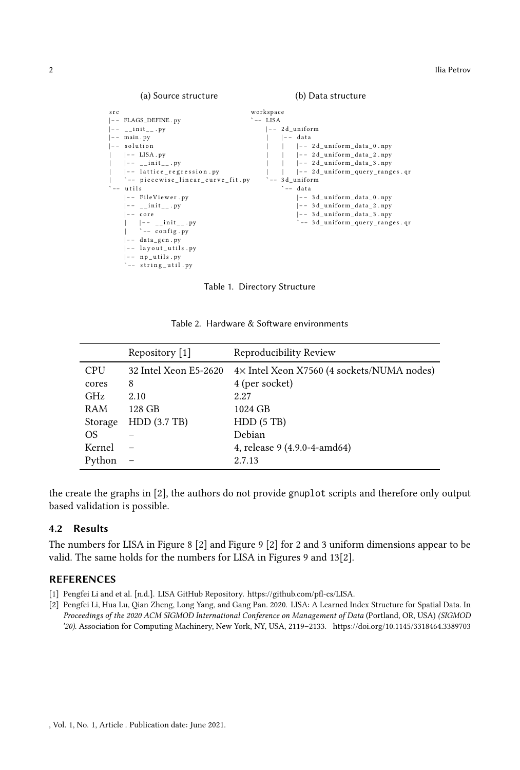(a) Source structure

```
src
|-- FLAGS_DEFINE.py
|-- __init__.py
|-- main.py
|-- solution
|   |-- LISA.py
|   |-- __init__.py
|   |-- lattice_regression.py
|   `-- piecewise_linear_curve_fit.py
`-- utils
    |-- FileViewer.py
    |-- __init__.py
    |-- core
    |   |-- __init__.py
    |   `-- config.py
    |-- data_gen.py
    |-- layout_utils.py
    |-- np_utils.py
    `-- string_util.py
```

(b) Data structure

```
workspace
`-- LISA
    |-- 2d_uniform
    |   |-- data
    |   |   |-- 2d_uniform_data_0.npy
    |   |   |-- 2d_uniform_data_2.npy
    |   |   |-- 2d_uniform_data_3.npy
    |   |   |-- 2d_uniform_query_ranges.qr
    `-- 3d_uniform
        `-- data
            |-- 3d_uniform_data_0.npy
            |-- 3d_uniform_data_2.npy
            |-- 3d_uniform_data_3.npy
            `-- 3d_uniform_query_ranges.qr
```

Table 1. Directory Structure

Table 2. Hardware & Software environments

| | Repository [1] | Reproducibility Review |
|---|---|---|
| CPU | 32 Intel Xeon E5-2620 | 4× Intel Xeon X7560 (4 sockets/NUMA nodes) |
| cores | 8 | 4 (per socket) |
| GHz | 2.10 | 2.27 |
| RAM | 128 GB | 1024 GB |
| Storage | HDD (3.7 TB) | HDD (5 TB) |
| OS | – | Debian |
| Kernel | – | 4, release 9 (4.9.0-4-amd64) |
| Python | – | 2.7.13 |

the create the graphs in [2], the authors do not provide `gnuplot` scripts and therefore only output based validation is possible.

### 4.2 Results

The numbers for LISA in Figure 8 [2] and Figure 9 [2] for 2 and 3 uniform dimensions appear to be valid. The same holds for the numbers for LISA in Figures 9 and 13[2].

## REFERENCES

[1] Pengfei Li and et al. [n.d.]. LISA GitHub Repository. https://github.com/pfl-cs/LISA.

[2] Pengfei Li, Hua Lu, Qian Zheng, Long Yang, and Gang Pan. 2020. LISA: A Learned Index Structure for Spatial Data. In *Proceedings of the 2020 ACM SIGMOD International Conference on Management of Data* (Portland, OR, USA) *(SIGMOD '20)*. Association for Computing Machinery, New York, NY, USA, 2119–2133. https://doi.org/10.1145/3318464.3389703